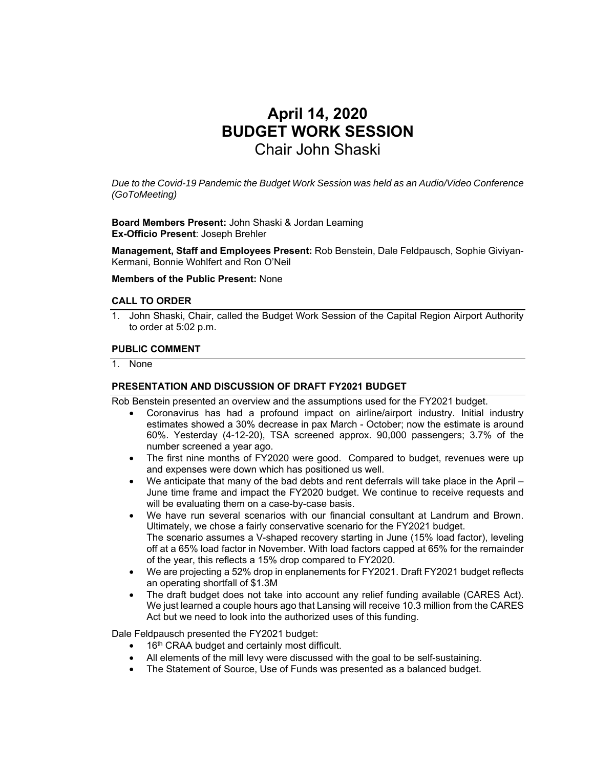# April 14, 2020
# BUDGET WORK SESSION
## Chair John Shaski

*Due to the Covid-19 Pandemic the Budget Work Session was held as an Audio/Video Conference (GoToMeeting)*

**Board Members Present:** John Shaski & Jordan Leaming
**Ex-Officio Present**: Joseph Brehler

**Management, Staff and Employees Present:** Rob Benstein, Dale Feldpausch, Sophie Giviyan-Kermani, Bonnie Wohlfert and Ron O'Neil

**Members of the Public Present:** None

### CALL TO ORDER

1. John Shaski, Chair, called the Budget Work Session of the Capital Region Airport Authority to order at 5:02 p.m.

### PUBLIC COMMENT

1. None

### PRESENTATION AND DISCUSSION OF DRAFT FY2021 BUDGET

Rob Benstein presented an overview and the assumptions used for the FY2021 budget.

- Coronavirus has had a profound impact on airline/airport industry. Initial industry estimates showed a 30% decrease in pax March - October; now the estimate is around 60%. Yesterday (4-12-20), TSA screened approx. 90,000 passengers; 3.7% of the number screened a year ago.
- The first nine months of FY2020 were good. Compared to budget, revenues were up and expenses were down which has positioned us well.
- We anticipate that many of the bad debts and rent deferrals will take place in the April – June time frame and impact the FY2020 budget. We continue to receive requests and will be evaluating them on a case-by-case basis.
- We have run several scenarios with our financial consultant at Landrum and Brown. Ultimately, we chose a fairly conservative scenario for the FY2021 budget.
  The scenario assumes a V-shaped recovery starting in June (15% load factor), leveling off at a 65% load factor in November. With load factors capped at 65% for the remainder of the year, this reflects a 15% drop compared to FY2020.
- We are projecting a 52% drop in enplanements for FY2021. Draft FY2021 budget reflects an operating shortfall of $1.3M
- The draft budget does not take into account any relief funding available (CARES Act). We just learned a couple hours ago that Lansing will receive 10.3 million from the CARES Act but we need to look into the authorized uses of this funding.

Dale Feldpausch presented the FY2021 budget:

- 16th CRAA budget and certainly most difficult.
- All elements of the mill levy were discussed with the goal to be self-sustaining.
- The Statement of Source, Use of Funds was presented as a balanced budget.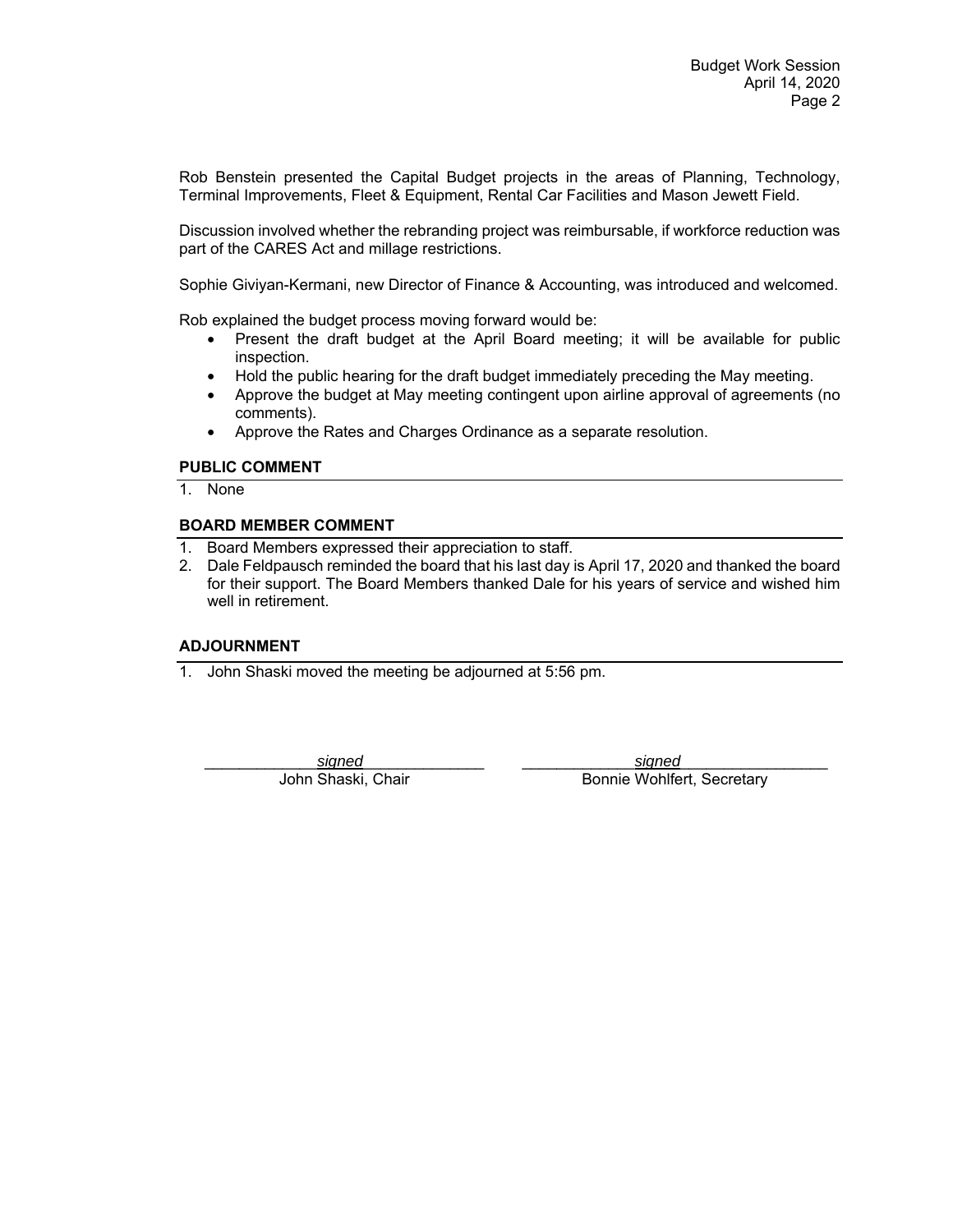Rob Benstein presented the Capital Budget projects in the areas of Planning, Technology, Terminal Improvements, Fleet & Equipment, Rental Car Facilities and Mason Jewett Field.

Discussion involved whether the rebranding project was reimbursable, if workforce reduction was part of the CARES Act and millage restrictions.

Sophie Giviyan-Kermani, new Director of Finance & Accounting, was introduced and welcomed.

Rob explained the budget process moving forward would be:

- Present the draft budget at the April Board meeting; it will be available for public inspection.
- Hold the public hearing for the draft budget immediately preceding the May meeting.
- Approve the budget at May meeting contingent upon airline approval of agreements (no comments).
- Approve the Rates and Charges Ordinance as a separate resolution.

**PUBLIC COMMENT**

1. None

**BOARD MEMBER COMMENT**

1. Board Members expressed their appreciation to staff.
2. Dale Feldpausch reminded the board that his last day is April 17, 2020 and thanked the board for their support. The Board Members thanked Dale for his years of service and wished him well in retirement.

**ADJOURNMENT**

1. John Shaski moved the meeting be adjourned at 5:56 pm.

_signed_
John Shaski, Chair

_signed_
Bonnie Wohlfert, Secretary